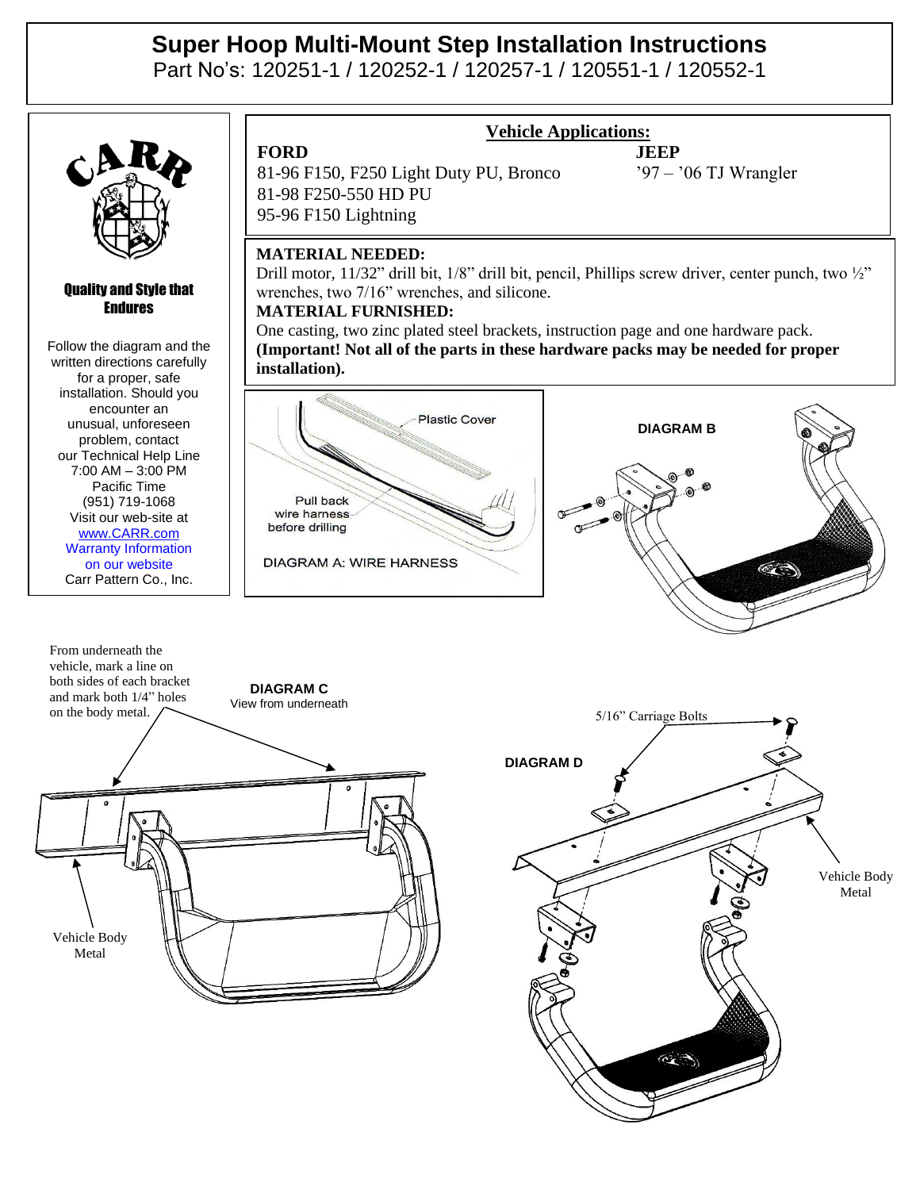# Super Hoop Multi-Mount Step Installation Instructions

Part No's: 120251-1 / 120252-1 / 120257-1 / 120551-1 / 120552-1

CARR

**Quality and Style that Endures**

Follow the diagram and the written directions carefully for a proper, safe installation. Should you encounter an unusual, unforeseen problem, contact our Technical Help Line 7:00 AM – 3:00 PM Pacific Time (951) 719-1068 Visit our web-site at www.CARR.com Warranty Information on our website Carr Pattern Co., Inc.

## Vehicle Applications:

**FORD**
81-96 F150, F250 Light Duty PU, Bronco
81-98 F250-550 HD PU
95-96 F150 Lightning

**JEEP**
'97 – '06 TJ Wrangler

**MATERIAL NEEDED:**
Drill motor, 11/32" drill bit, 1/8" drill bit, pencil, Phillips screw driver, center punch, two ½" wrenches, two 7/16" wrenches, and silicone.

**MATERIAL FURNISHED:**
One casting, two zinc plated steel brackets, instruction page and one hardware pack.
**(Important! Not all of the parts in these hardware packs may be needed for proper installation).**

Plastic Cover

Pull back wire harness before drilling

DIAGRAM A: WIRE HARNESS

DIAGRAM B

From underneath the vehicle, mark a line on both sides of each bracket and mark both 1/4" holes on the body metal.

DIAGRAM C
View from underneath

Vehicle Body Metal

DIAGRAM D

5/16" Carriage Bolts

Vehicle Body Metal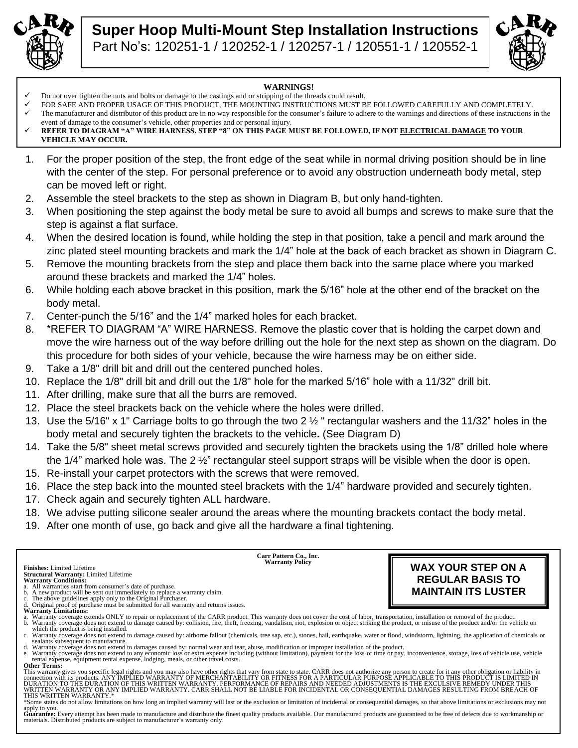# Super Hoop Multi-Mount Step Installation Instructions

Part No's: 120251-1 / 120252-1 / 120257-1 / 120551-1 / 120552-1

**WARNINGS!**

- ✓ Do not over tighten the nuts and bolts or damage to the castings and or stripping of the threads could result.
- ✓ FOR SAFE AND PROPER USAGE OF THIS PRODUCT, THE MOUNTING INSTRUCTIONS MUST BE FOLLOWED CAREFULLY AND COMPLETELY.
- ✓ The manufacturer and distributor of this product are in no way responsible for the consumer's failure to adhere to the warnings and directions of these instructions in the event of damage to the consumer's vehicle, other properties and or personal injury.
- ✓ **REFER TO DIAGRAM "A" WIRE HARNESS. STEP "8" ON THIS PAGE MUST BE FOLLOWED, IF NOT <u>ELECTRICAL DAMAGE</u> TO YOUR VEHICLE MAY OCCUR.**

1. For the proper position of the step, the front edge of the seat while in normal driving position should be in line with the center of the step. For personal preference or to avoid any obstruction underneath body metal, step can be moved left or right.
2. Assemble the steel brackets to the step as shown in Diagram B, but only hand-tighten.
3. When positioning the step against the body metal be sure to avoid all bumps and screws to make sure that the step is against a flat surface.
4. When the desired location is found, while holding the step in that position, take a pencil and mark around the zinc plated steel mounting brackets and mark the 1/4" hole at the back of each bracket as shown in Diagram C.
5. Remove the mounting brackets from the step and place them back into the same place where you marked around these brackets and marked the 1/4" holes.
6. While holding each above bracket in this position, mark the 5/16" hole at the other end of the bracket on the body metal.
7. Center-punch the 5/16" and the 1/4" marked holes for each bracket.
8. *REFER TO DIAGRAM "A" WIRE HARNESS. Remove the plastic cover that is holding the carpet down and move the wire harness out of the way before drilling out the hole for the next step as shown on the diagram. Do this procedure for both sides of your vehicle, because the wire harness may be on either side.
9. Take a 1/8" drill bit and drill out the centered punched holes.
10. Replace the 1/8" drill bit and drill out the 1/8" hole for the marked 5/16" hole with a 11/32" drill bit.
11. After drilling, make sure that all the burrs are removed.
12. Place the steel brackets back on the vehicle where the holes were drilled.
13. Use the 5/16" x 1" Carriage bolts to go through the two 2 ½ " rectangular washers and the 11/32" holes in the body metal and securely tighten the brackets to the vehicle**.** (See Diagram D)
14. Take the 5/8" sheet metal screws provided and securely tighten the brackets using the 1/8" drilled hole where the 1/4" marked hole was. The 2 ½" rectangular steel support straps will be visible when the door is open.
15. Re-install your carpet protectors with the screws that were removed.
16. Place the step back into the mounted steel brackets with the 1/4" hardware provided and securely tighten.
17. Check again and securely tighten ALL hardware.
18. We advise putting silicone sealer around the areas where the mounting brackets contact the body metal.
19. After one month of use, go back and give all the hardware a final tightening.

**Carr Pattern Co., Inc.**
**Warranty Policy**

**WAX YOUR STEP ON A REGULAR BASIS TO MAINTAIN ITS LUSTER**

**Finishes:** Limited Lifetime
**Structural Warranty:** Limited Lifetime
**Warranty Conditions:**
a. All warranties start from consumer's date of purchase.
b. A new product will be sent out immediately to replace a warranty claim.
c. The above guidelines apply only to the Original Purchaser.
d. Original proof of purchase must be submitted for all warranty and returns issues.

**Warranty Limitations:**
a. Warranty coverage extends ONLY to repair or replacement of the CARR product. This warranty does not cover the cost of labor, transportation, installation or removal of the product.
b. Warranty coverage does not extend to damage caused by: collision, fire, theft, freezing, vandalism, riot, explosion or object striking the product, or misuse of the product and/or the vehicle on which the product is being installed.
c. Warranty coverage does not extend to damage caused by: airborne fallout (chemicals, tree sap, etc.), stones, hail, earthquake, water or flood, windstorm, lightning, the application of chemicals or sealants subsequent to manufacture.
d. Warranty coverage does not extend to damages caused by: normal wear and tear, abuse, modification or improper installation of the product.
e. Warranty coverage does not extend to any economic loss or extra expense including (without limitation), payment for the loss of time or pay, inconvenience, storage, loss of vehicle use, vehicle rental expense, equipment rental expense, lodging, meals, or other travel costs.

**Other Terms:**
This warranty gives you specific legal rights and you may also have other rights that vary from state to state. CARR does not authorize any person to create for it any other obligation or liability in connection with its products. ANY IMPLIED WARRANTY OF MERCHANTABILITY OR FITNESS FOR A PARTICULAR PURPOSE APPLICABLE TO THIS PRODUCT IS LIMITED IN DURATION TO THE DURATION OF THIS WRITTEN WARRANTY. PERFORMANCE OF REPAIRS AND NEEDED ADJUSTMENTS IS THE EXCULSIVE REMEDY UNDER THIS WRITTEN WARRANTY OR ANY IMPLIED WARRANTY. CARR SHALL NOT BE LIABLE FOR INCIDENTAL OR CONSEQUENTIAL DAMAGES RESULTING FROM BREACH OF THIS WRITTEN WARRANTY.*
*Some states do not allow limitations on how long an implied warranty will last or the exclusion or limitation of incidental or consequential damages, so that above limitations or exclusions may not apply to you.
**Guarantee:** Every attempt has been made to manufacture and distribute the finest quality products available. Our manufactured products are guaranteed to be free of defects due to workmanship or materials. Distributed products are subject to manufacturer's warranty only.